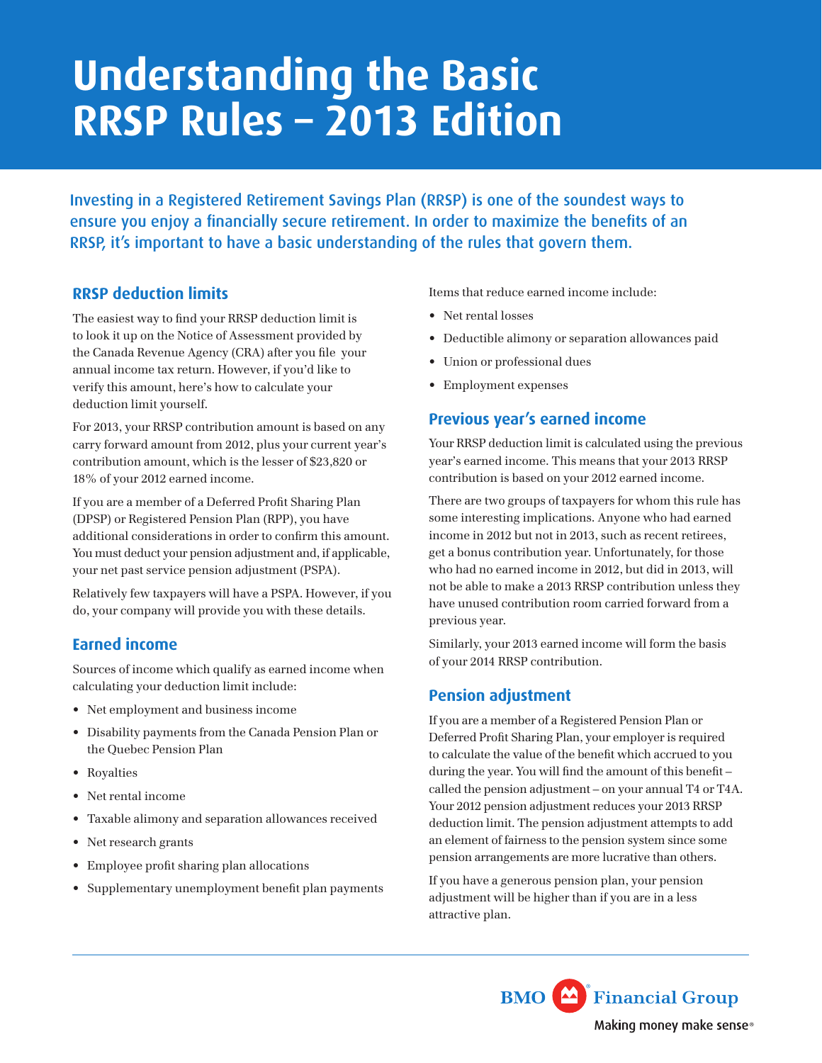# Understanding the Basic RRSP Rules – 2013 Edition

Investing in a Registered Retirement Savings Plan (RRSP) is one of the soundest ways to ensure you enjoy a financially secure retirement. In order to maximize the benefits of an RRSP, it's important to have a basic understanding of the rules that govern them.

## RRSP deduction limits

The easiest way to find your RRSP deduction limit is to look it up on the Notice of Assessment provided by the Canada Revenue Agency (CRA) after you file your annual income tax return. However, if you'd like to verify this amount, here's how to calculate your deduction limit yourself.

For 2013, your RRSP contribution amount is based on any carry forward amount from 2012, plus your current year's contribution amount, which is the lesser of $23,820 or 18% of your 2012 earned income.

If you are a member of a Deferred Profit Sharing Plan (DPSP) or Registered Pension Plan (RPP), you have additional considerations in order to confirm this amount. You must deduct your pension adjustment and, if applicable, your net past service pension adjustment (PSPA).

Relatively few taxpayers will have a PSPA. However, if you do, your company will provide you with these details.

## Earned income

Sources of income which qualify as earned income when calculating your deduction limit include:

- Net employment and business income
- Disability payments from the Canada Pension Plan or the Quebec Pension Plan
- Royalties
- Net rental income
- Taxable alimony and separation allowances received
- Net research grants
- Employee profit sharing plan allocations
- Supplementary unemployment benefit plan payments

Items that reduce earned income include:

- Net rental losses
- Deductible alimony or separation allowances paid
- Union or professional dues
- Employment expenses

## Previous year's earned income

Your RRSP deduction limit is calculated using the previous year's earned income. This means that your 2013 RRSP contribution is based on your 2012 earned income.

There are two groups of taxpayers for whom this rule has some interesting implications. Anyone who had earned income in 2012 but not in 2013, such as recent retirees, get a bonus contribution year. Unfortunately, for those who had no earned income in 2012, but did in 2013, will not be able to make a 2013 RRSP contribution unless they have unused contribution room carried forward from a previous year.

Similarly, your 2013 earned income will form the basis of your 2014 RRSP contribution.

## Pension adjustment

If you are a member of a Registered Pension Plan or Deferred Profit Sharing Plan, your employer is required to calculate the value of the benefit which accrued to you during the year. You will find the amount of this benefit – called the pension adjustment – on your annual T4 or T4A. Your 2012 pension adjustment reduces your 2013 RRSP deduction limit. The pension adjustment attempts to add an element of fairness to the pension system since some pension arrangements are more lucrative than others.

If you have a generous pension plan, your pension adjustment will be higher than if you are in a less attractive plan.

BMO Financial Group

Making money make sense®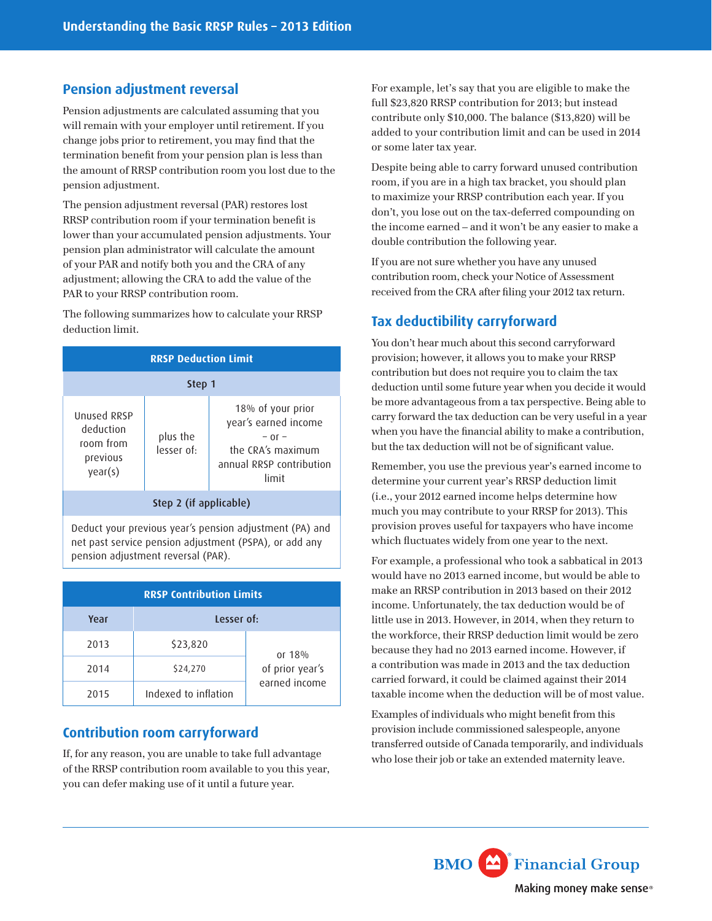## Pension adjustment reversal

Pension adjustments are calculated assuming that you will remain with your employer until retirement. If you change jobs prior to retirement, you may find that the termination benefit from your pension plan is less than the amount of RRSP contribution room you lost due to the pension adjustment.

The pension adjustment reversal (PAR) restores lost RRSP contribution room if your termination benefit is lower than your accumulated pension adjustments. Your pension plan administrator will calculate the amount of your PAR and notify both you and the CRA of any adjustment; allowing the CRA to add the value of the PAR to your RRSP contribution room.

The following summarizes how to calculate your RRSP deduction limit.

| RRSP Deduction Limit | | |
|---|---|---|
| **Step 1** | | |
| Unused RRSP deduction room from previous year(s) | plus the lesser of: | 18% of your prior year's earned income – or – the CRA's maximum annual RRSP contribution limit |
| **Step 2 (if applicable)** | | |
| Deduct your previous year's pension adjustment (PA) and net past service pension adjustment (PSPA), or add any pension adjustment reversal (PAR). | | |

| RRSP Contribution Limits | | |
|---|---|---|
| **Year** | **Lesser of:** | |
| 2013 | $23,820 | or 18% of prior year's earned income |
| 2014 | $24,270 | |
| 2015 | Indexed to inflation | |

## Contribution room carryforward

If, for any reason, you are unable to take full advantage of the RRSP contribution room available to you this year, you can defer making use of it until a future year.

For example, let's say that you are eligible to make the full $23,820 RRSP contribution for 2013; but instead contribute only $10,000. The balance ($13,820) will be added to your contribution limit and can be used in 2014 or some later tax year.

Despite being able to carry forward unused contribution room, if you are in a high tax bracket, you should plan to maximize your RRSP contribution each year. If you don't, you lose out on the tax-deferred compounding on the income earned – and it won't be any easier to make a double contribution the following year.

If you are not sure whether you have any unused contribution room, check your Notice of Assessment received from the CRA after filing your 2012 tax return.

## Tax deductibility carryforward

You don't hear much about this second carryforward provision; however, it allows you to make your RRSP contribution but does not require you to claim the tax deduction until some future year when you decide it would be more advantageous from a tax perspective. Being able to carry forward the tax deduction can be very useful in a year when you have the financial ability to make a contribution, but the tax deduction will not be of significant value.

Remember, you use the previous year's earned income to determine your current year's RRSP deduction limit (i.e., your 2012 earned income helps determine how much you may contribute to your RRSP for 2013). This provision proves useful for taxpayers who have income which fluctuates widely from one year to the next.

For example, a professional who took a sabbatical in 2013 would have no 2013 earned income, but would be able to make an RRSP contribution in 2013 based on their 2012 income. Unfortunately, the tax deduction would be of little use in 2013. However, in 2014, when they return to the workforce, their RRSP deduction limit would be zero because they had no 2013 earned income. However, if a contribution was made in 2013 and the tax deduction carried forward, it could be claimed against their 2014 taxable income when the deduction will be of most value.

Examples of individuals who might benefit from this provision include commissioned salespeople, anyone transferred outside of Canada temporarily, and individuals who lose their job or take an extended maternity leave.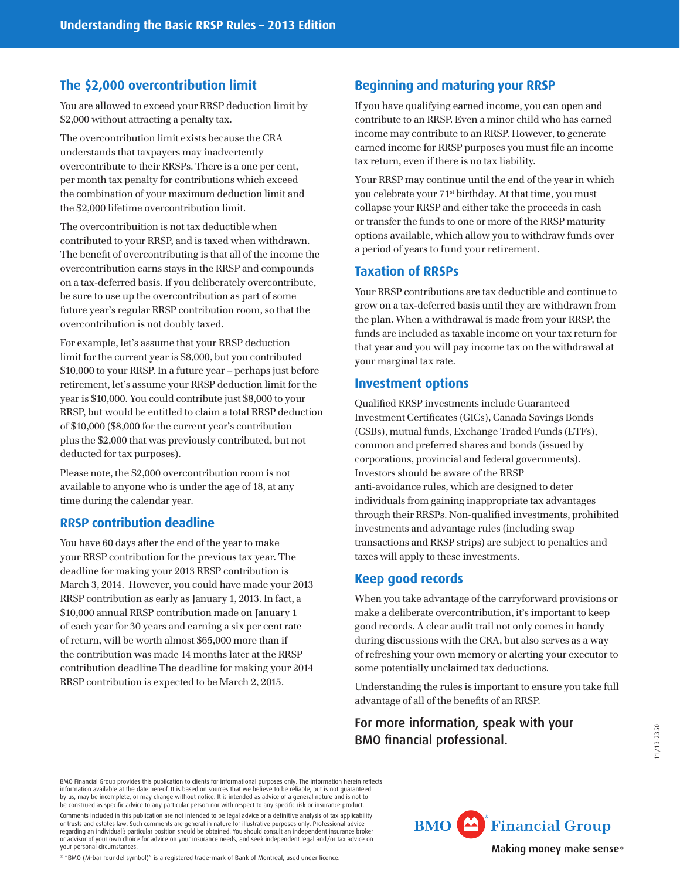## The $2,000 overcontribution limit

You are allowed to exceed your RRSP deduction limit by $2,000 without attracting a penalty tax.

The overcontribution limit exists because the CRA understands that taxpayers may inadvertently overcontribute to their RRSPs. There is a one per cent, per month tax penalty for contributions which exceed the combination of your maximum deduction limit and the $2,000 lifetime overcontribution limit.

The overcontribuition is not tax deductible when contributed to your RRSP, and is taxed when withdrawn. The benefit of overcontributing is that all of the income the overcontribution earns stays in the RRSP and compounds on a tax-deferred basis. If you deliberately overcontribute, be sure to use up the overcontribution as part of some future year's regular RRSP contribution room, so that the overcontribution is not doubly taxed.

For example, let's assume that your RRSP deduction limit for the current year is $8,000, but you contributed $10,000 to your RRSP. In a future year – perhaps just before retirement, let's assume your RRSP deduction limit for the year is $10,000. You could contribute just $8,000 to your RRSP, but would be entitled to claim a total RRSP deduction of $10,000 ($8,000 for the current year's contribution plus the $2,000 that was previously contributed, but not deducted for tax purposes).

Please note, the $2,000 overcontribution room is not available to anyone who is under the age of 18, at any time during the calendar year.

## RRSP contribution deadline

You have 60 days after the end of the year to make your RRSP contribution for the previous tax year. The deadline for making your 2013 RRSP contribution is March 3, 2014. However, you could have made your 2013 RRSP contribution as early as January 1, 2013. In fact, a $10,000 annual RRSP contribution made on January 1 of each year for 30 years and earning a six per cent rate of return, will be worth almost $65,000 more than if the contribution was made 14 months later at the RRSP contribution deadline The deadline for making your 2014 RRSP contribution is expected to be March 2, 2015.

## Beginning and maturing your RRSP

If you have qualifying earned income, you can open and contribute to an RRSP. Even a minor child who has earned income may contribute to an RRSP. However, to generate earned income for RRSP purposes you must file an income tax return, even if there is no tax liability.

Your RRSP may continue until the end of the year in which you celebrate your 71st birthday. At that time, you must collapse your RRSP and either take the proceeds in cash or transfer the funds to one or more of the RRSP maturity options available, which allow you to withdraw funds over a period of years to fund your retirement.

## Taxation of RRSPs

Your RRSP contributions are tax deductible and continue to grow on a tax-deferred basis until they are withdrawn from the plan. When a withdrawal is made from your RRSP, the funds are included as taxable income on your tax return for that year and you will pay income tax on the withdrawal at your marginal tax rate.

## Investment options

Qualified RRSP investments include Guaranteed Investment Certificates (GICs), Canada Savings Bonds (CSBs), mutual funds, Exchange Traded Funds (ETFs), common and preferred shares and bonds (issued by corporations, provincial and federal governments). Investors should be aware of the RRSP anti-avoidance rules, which are designed to deter individuals from gaining inappropriate tax advantages through their RRSPs. Non-qualified investments, prohibited investments and advantage rules (including swap transactions and RRSP strips) are subject to penalties and taxes will apply to these investments.

## Keep good records

When you take advantage of the carryforward provisions or make a deliberate overcontribution, it's important to keep good records. A clear audit trail not only comes in handy during discussions with the CRA, but also serves as a way of refreshing your own memory or alerting your executor to some potentially unclaimed tax deductions.

Understanding the rules is important to ensure you take full advantage of all of the benefits of an RRSP.

For more information, speak with your BMO financial professional.

---

BMO Financial Group provides this publication to clients for informational purposes only. The information herein reflects information available at the date hereof. It is based on sources that we believe to be reliable, but is not guaranteed by us, may be incomplete, or may change without notice. It is intended as advice of a general nature and is not to be construed as specific advice to any particular person nor with respect to any specific risk or insurance product.

Comments included in this publication are not intended to be legal advice or a definitive analysis of tax applicability or trusts and estates law. Such comments are general in nature for illustrative purposes only. Professional advice regarding an individual's particular position should be obtained. You should consult an independent insurance broker or advisor of your own choice for advice on your insurance needs, and seek independent legal and/or tax advice on your personal circumstances.

® "BMO (M-bar roundel symbol)" is a registered trade-mark of Bank of Montreal, used under licence.

BMO Financial Group

Making money make sense®

11/13-2350